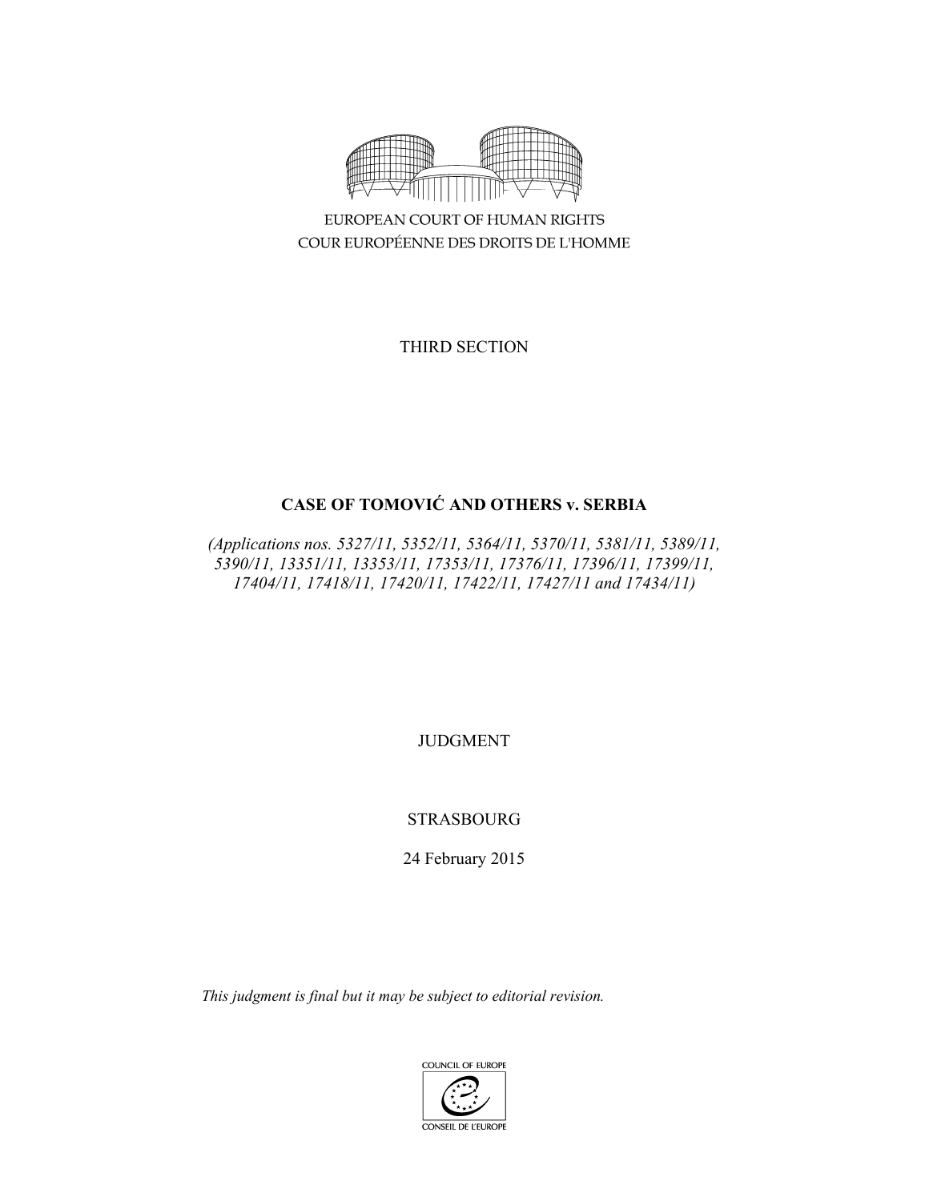EUROPEAN COURT OF HUMAN RIGHTS
COUR EUROPÉENNE DES DROITS DE L'HOMME

THIRD SECTION

# CASE OF TOMOVIĆ AND OTHERS v. SERBIA

*(Applications nos. 5327/11, 5352/11, 5364/11, 5370/11, 5381/11, 5389/11, 5390/11, 13351/11, 13353/11, 17353/11, 17376/11, 17396/11, 17399/11, 17404/11, 17418/11, 17420/11, 17422/11, 17427/11 and 17434/11)*

JUDGMENT

STRASBOURG

24 February 2015

*This judgment is final but it may be subject to editorial revision.*

COUNCIL OF EUROPE
CONSEIL DE L'EUROPE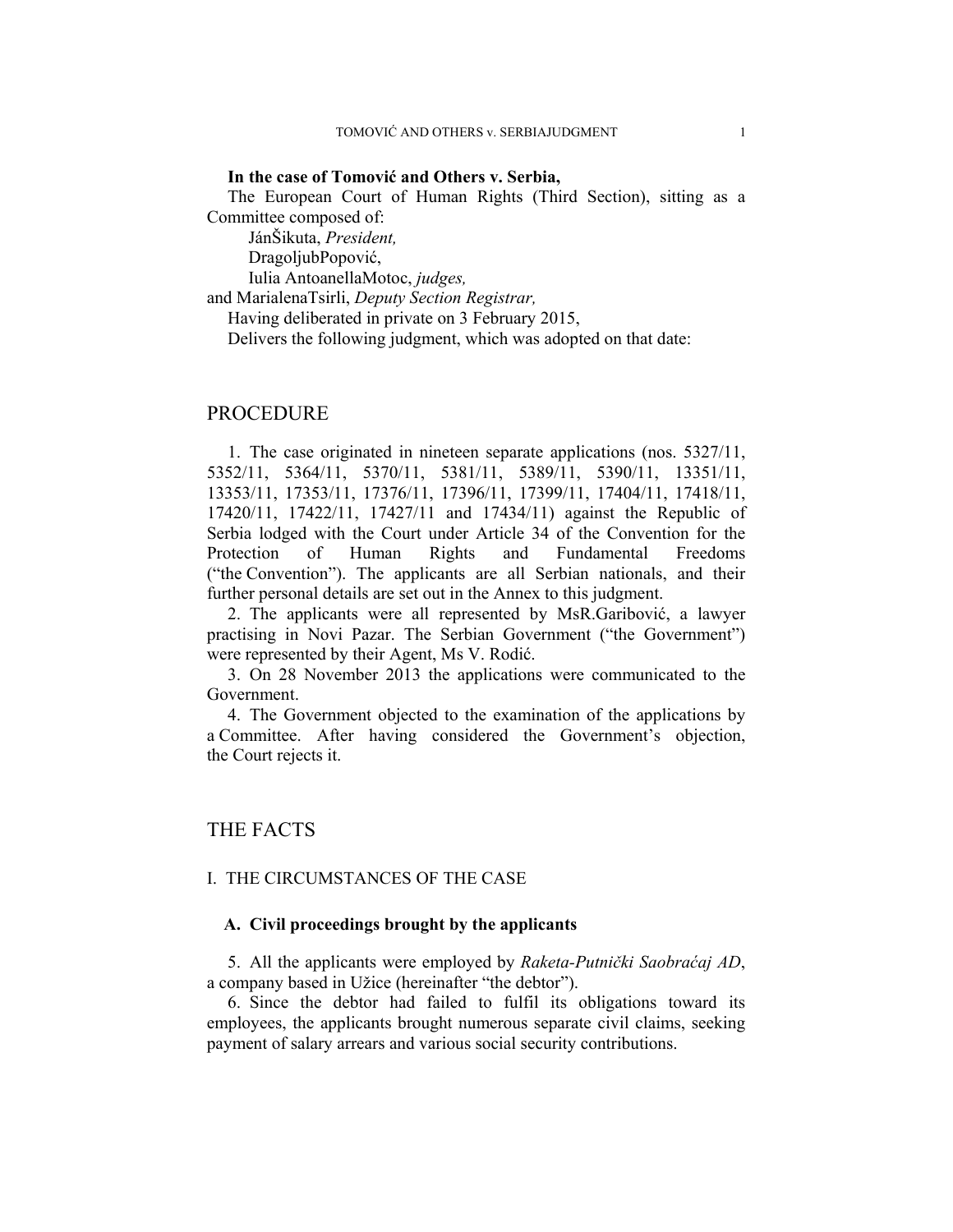**In the case of Tomović and Others v. Serbia,**

The European Court of Human Rights (Third Section), sitting as a Committee composed of:

JánŠikuta, *President,*
DragoljubPopović,
Iulia AntoanellaMotoc, *judges,*
and MarialenaTsirli, *Deputy Section Registrar,*

Having deliberated in private on 3 February 2015,

Delivers the following judgment, which was adopted on that date:

# PROCEDURE

1. The case originated in nineteen separate applications (nos. 5327/11, 5352/11, 5364/11, 5370/11, 5381/11, 5389/11, 5390/11, 13351/11, 13353/11, 17353/11, 17376/11, 17396/11, 17399/11, 17404/11, 17418/11, 17420/11, 17422/11, 17427/11 and 17434/11) against the Republic of Serbia lodged with the Court under Article 34 of the Convention for the Protection of Human Rights and Fundamental Freedoms ("the Convention"). The applicants are all Serbian nationals, and their further personal details are set out in the Annex to this judgment.

2. The applicants were all represented by MsR.Garibović, a lawyer practising in Novi Pazar. The Serbian Government ("the Government") were represented by their Agent, Ms V. Rodić.

3. On 28 November 2013 the applications were communicated to the Government.

4. The Government objected to the examination of the applications by a Committee. After having considered the Government's objection, the Court rejects it.

# THE FACTS

## I. THE CIRCUMSTANCES OF THE CASE

### A. Civil proceedings brought by the applicants

5. All the applicants were employed by *Raketa-Putnički Saobraćaj AD*, a company based in Užice (hereinafter "the debtor").

6. Since the debtor had failed to fulfil its obligations toward its employees, the applicants brought numerous separate civil claims, seeking payment of salary arrears and various social security contributions.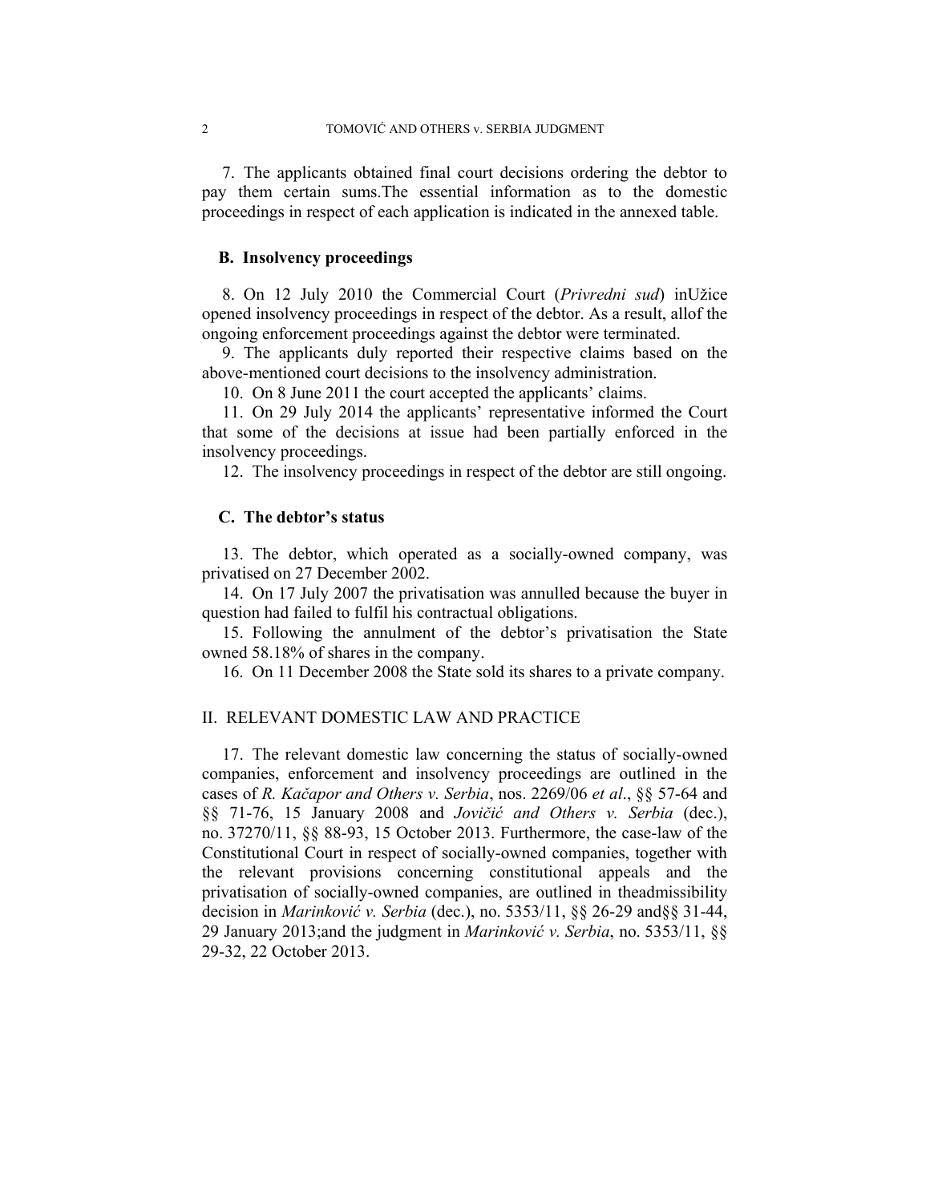7. The applicants obtained final court decisions ordering the debtor to pay them certain sums.The essential information as to the domestic proceedings in respect of each application is indicated in the annexed table.

### B. Insolvency proceedings

8. On 12 July 2010 the Commercial Court (*Privredni sud*) inUžice opened insolvency proceedings in respect of the debtor. As a result, allof the ongoing enforcement proceedings against the debtor were terminated.

9. The applicants duly reported their respective claims based on the above-mentioned court decisions to the insolvency administration.

10. On 8 June 2011 the court accepted the applicants' claims.

11. On 29 July 2014 the applicants' representative informed the Court that some of the decisions at issue had been partially enforced in the insolvency proceedings.

12. The insolvency proceedings in respect of the debtor are still ongoing.

### C. The debtor's status

13. The debtor, which operated as a socially-owned company, was privatised on 27 December 2002.

14. On 17 July 2007 the privatisation was annulled because the buyer in question had failed to fulfil his contractual obligations.

15. Following the annulment of the debtor's privatisation the State owned 58.18% of shares in the company.

16. On 11 December 2008 the State sold its shares to a private company.

## II. RELEVANT DOMESTIC LAW AND PRACTICE

17. The relevant domestic law concerning the status of socially-owned companies, enforcement and insolvency proceedings are outlined in the cases of *R. Kačapor and Others v. Serbia*, nos. 2269/06 *et al*., §§ 57-64 and §§ 71-76, 15 January 2008 and *Jovičić and Others v. Serbia* (dec.), no. 37270/11, §§ 88-93, 15 October 2013. Furthermore, the case-law of the Constitutional Court in respect of socially-owned companies, together with the relevant provisions concerning constitutional appeals and the privatisation of socially-owned companies, are outlined in theadmissibility decision in *Marinković v. Serbia* (dec.), no. 5353/11, §§ 26-29 and§§ 31-44, 29 January 2013;and the judgment in *Marinković v. Serbia*, no. 5353/11, §§ 29-32, 22 October 2013.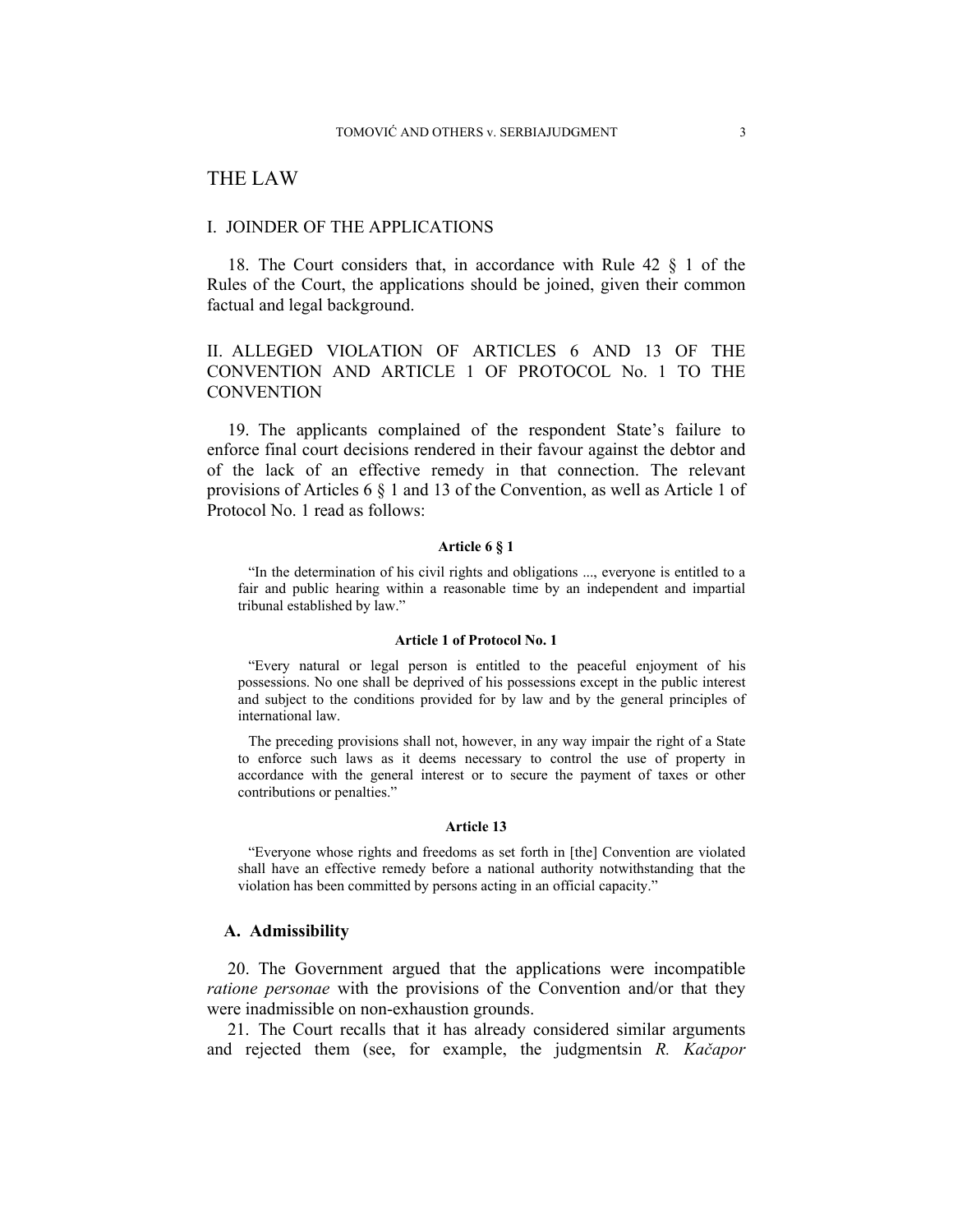# THE LAW

## I. JOINDER OF THE APPLICATIONS

18. The Court considers that, in accordance with Rule 42 § 1 of the Rules of the Court, the applications should be joined, given their common factual and legal background.

## II. ALLEGED VIOLATION OF ARTICLES 6 AND 13 OF THE CONVENTION AND ARTICLE 1 OF PROTOCOL No. 1 TO THE CONVENTION

19. The applicants complained of the respondent State's failure to enforce final court decisions rendered in their favour against the debtor and of the lack of an effective remedy in that connection. The relevant provisions of Articles 6 § 1 and 13 of the Convention, as well as Article 1 of Protocol No. 1 read as follows:

**Article 6 § 1**

"In the determination of his civil rights and obligations ..., everyone is entitled to a fair and public hearing within a reasonable time by an independent and impartial tribunal established by law."

**Article 1 of Protocol No. 1**

"Every natural or legal person is entitled to the peaceful enjoyment of his possessions. No one shall be deprived of his possessions except in the public interest and subject to the conditions provided for by law and by the general principles of international law.

The preceding provisions shall not, however, in any way impair the right of a State to enforce such laws as it deems necessary to control the use of property in accordance with the general interest or to secure the payment of taxes or other contributions or penalties."

**Article 13**

"Everyone whose rights and freedoms as set forth in [the] Convention are violated shall have an effective remedy before a national authority notwithstanding that the violation has been committed by persons acting in an official capacity."

### A. Admissibility

20. The Government argued that the applications were incompatible *ratione personae* with the provisions of the Convention and/or that they were inadmissible on non-exhaustion grounds.

21. The Court recalls that it has already considered similar arguments and rejected them (see, for example, the judgmentsin *R. Kačapor*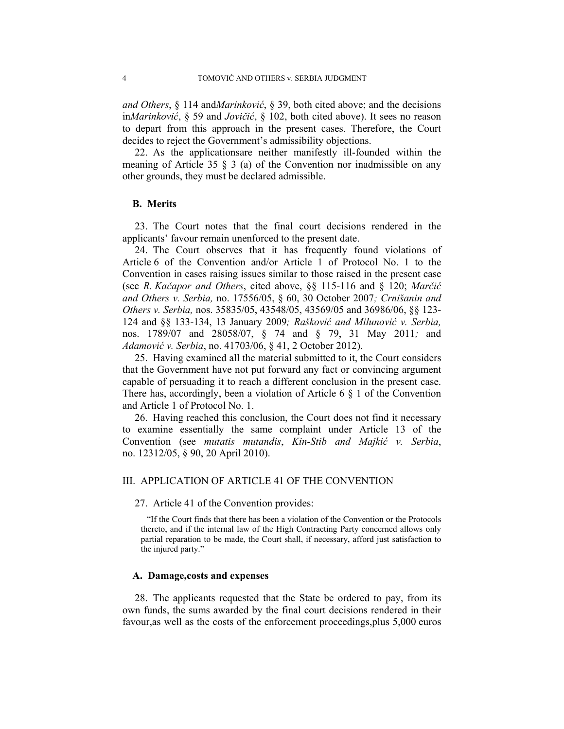*and Others*, § 114 and*Marinković*, § 39, both cited above; and the decisions in*Marinković*, § 59 and *Jovičić*, § 102, both cited above). It sees no reason to depart from this approach in the present cases. Therefore, the Court decides to reject the Government's admissibility objections.

22. As the applicationsare neither manifestly ill-founded within the meaning of Article 35 § 3 (a) of the Convention nor inadmissible on any other grounds, they must be declared admissible.

### B. Merits

23. The Court notes that the final court decisions rendered in the applicants' favour remain unenforced to the present date.

24. The Court observes that it has frequently found violations of Article 6 of the Convention and/or Article 1 of Protocol No. 1 to the Convention in cases raising issues similar to those raised in the present case (see *R. Kačapor and Others*, cited above, §§ 115-116 and § 120; *Marčić and Others v. Serbia,* no. 17556/05, § 60, 30 October 2007*; Crnišanin and Others v. Serbia,* nos. 35835/05, 43548/05, 43569/05 and 36986/06, §§ 123-124 and §§ 133-134, 13 January 2009*; Rašković and Milunović v. Serbia,* nos. 1789/07 and 28058/07, § 74 and § 79, 31 May 2011*;* and *Adamović v. Serbia*, no. 41703/06, § 41, 2 October 2012).

25. Having examined all the material submitted to it, the Court considers that the Government have not put forward any fact or convincing argument capable of persuading it to reach a different conclusion in the present case. There has, accordingly, been a violation of Article 6 § 1 of the Convention and Article 1 of Protocol No. 1.

26. Having reached this conclusion, the Court does not find it necessary to examine essentially the same complaint under Article 13 of the Convention (see *mutatis mutandis*, *Kin-Stib and Majkić v. Serbia*, no. 12312/05, § 90, 20 April 2010).

## III. APPLICATION OF ARTICLE 41 OF THE CONVENTION

27. Article 41 of the Convention provides:

> "If the Court finds that there has been a violation of the Convention or the Protocols thereto, and if the internal law of the High Contracting Party concerned allows only partial reparation to be made, the Court shall, if necessary, afford just satisfaction to the injured party."

### A. Damage,costs and expenses

28. The applicants requested that the State be ordered to pay, from its own funds, the sums awarded by the final court decisions rendered in their favour,as well as the costs of the enforcement proceedings,plus 5,000 euros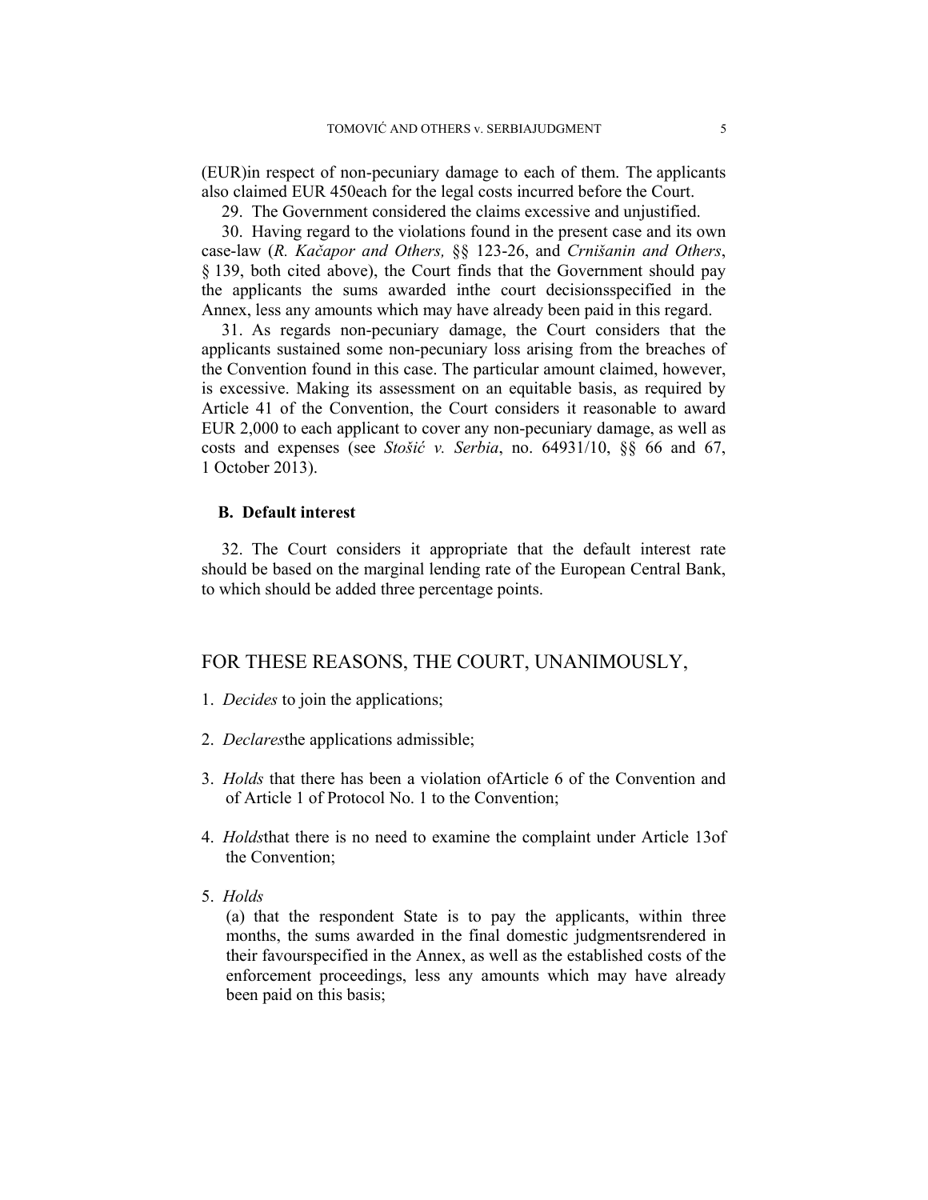(EUR)in respect of non-pecuniary damage to each of them. The applicants also claimed EUR 450each for the legal costs incurred before the Court.

29. The Government considered the claims excessive and unjustified.

30. Having regard to the violations found in the present case and its own case-law (*R. Kačapor and Others,* §§ 123-26, and *Crnišanin and Others*, § 139, both cited above), the Court finds that the Government should pay the applicants the sums awarded inthe court decisionsspecified in the Annex, less any amounts which may have already been paid in this regard.

31. As regards non-pecuniary damage, the Court considers that the applicants sustained some non-pecuniary loss arising from the breaches of the Convention found in this case. The particular amount claimed, however, is excessive. Making its assessment on an equitable basis, as required by Article 41 of the Convention, the Court considers it reasonable to award EUR 2,000 to each applicant to cover any non-pecuniary damage, as well as costs and expenses (see *Stošić v. Serbia*, no. 64931/10, §§ 66 and 67, 1 October 2013).

### B. Default interest

32. The Court considers it appropriate that the default interest rate should be based on the marginal lending rate of the European Central Bank, to which should be added three percentage points.

## FOR THESE REASONS, THE COURT, UNANIMOUSLY,

1. *Decides* to join the applications;

2. *Declares*the applications admissible;

3. *Holds* that there has been a violation ofArticle 6 of the Convention and of Article 1 of Protocol No. 1 to the Convention;

4. *Holds*that there is no need to examine the complaint under Article 13of the Convention;

5. *Holds*

   (a) that the respondent State is to pay the applicants, within three months, the sums awarded in the final domestic judgmentsrendered in their favourspecified in the Annex, as well as the established costs of the enforcement proceedings, less any amounts which may have already been paid on this basis;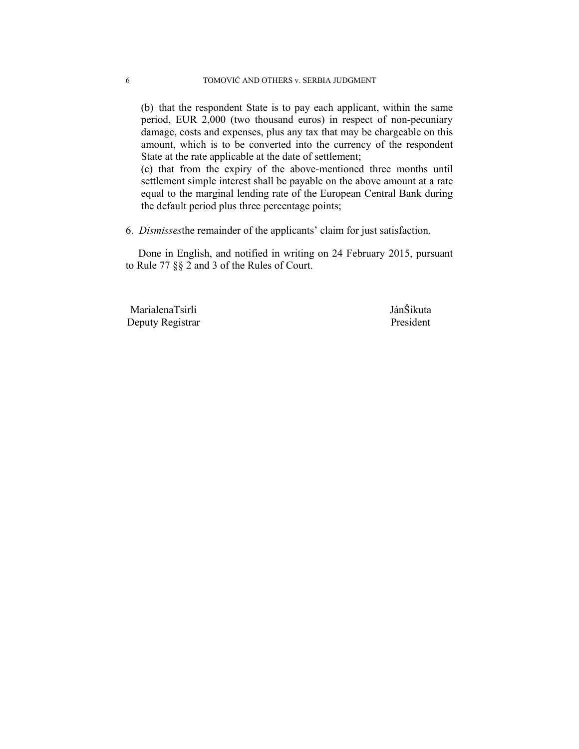(b) that the respondent State is to pay each applicant, within the same period, EUR 2,000 (two thousand euros) in respect of non-pecuniary damage, costs and expenses, plus any tax that may be chargeable on this amount, which is to be converted into the currency of the respondent State at the rate applicable at the date of settlement;

(c) that from the expiry of the above-mentioned three months until settlement simple interest shall be payable on the above amount at a rate equal to the marginal lending rate of the European Central Bank during the default period plus three percentage points;

6. *Dismisses*the remainder of the applicants' claim for just satisfaction.

Done in English, and notified in writing on 24 February 2015, pursuant to Rule 77 §§ 2 and 3 of the Rules of Court.

MarialenaTsirli
Deputy Registrar

JánŠikuta
President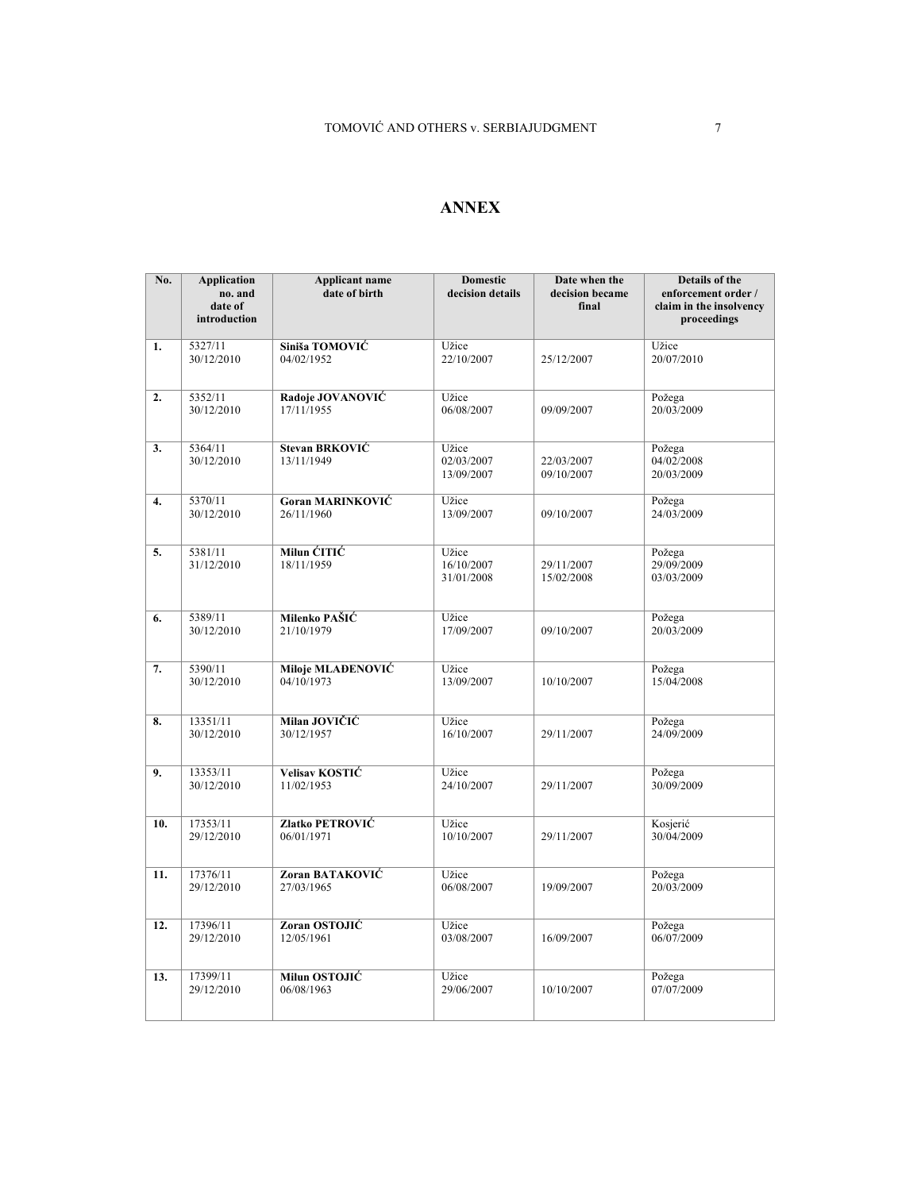# ANNEX

| No. | Application no. and date of introduction | Applicant name date of birth | Domestic decision details | Date when the decision became final | Details of the enforcement order / claim in the insolvency proceedings |
|---|---|---|---|---|---|
| **1.** | 5327/11<br>30/12/2010 | **Siniša TOMOVIĆ**<br>04/02/1952 | Užice<br>22/10/2007 | 25/12/2007 | Užice<br>20/07/2010 |
| **2.** | 5352/11<br>30/12/2010 | **Radoje JOVANOVIĆ**<br>17/11/1955 | Užice<br>06/08/2007 | 09/09/2007 | Požega<br>20/03/2009 |
| **3.** | 5364/11<br>30/12/2010 | **Stevan BRKOVIĆ**<br>13/11/1949 | Užice<br>02/03/2007<br>13/09/2007 | 22/03/2007<br>09/10/2007 | Požega<br>04/02/2008<br>20/03/2009 |
| **4.** | 5370/11<br>30/12/2010 | **Goran MARINKOVIĆ**<br>26/11/1960 | Užice<br>13/09/2007 | 09/10/2007 | Požega<br>24/03/2009 |
| **5.** | 5381/11<br>31/12/2010 | **Milun ĆITIĆ**<br>18/11/1959 | Užice<br>16/10/2007<br>31/01/2008 | 29/11/2007<br>15/02/2008 | Požega<br>29/09/2009<br>03/03/2009 |
| **6.** | 5389/11<br>30/12/2010 | **Milenko PAŠIĆ**<br>21/10/1979 | Užice<br>17/09/2007 | 09/10/2007 | Požega<br>20/03/2009 |
| **7.** | 5390/11<br>30/12/2010 | **Miloje MLAĐENOVIĆ**<br>04/10/1973 | Užice<br>13/09/2007 | 10/10/2007 | Požega<br>15/04/2008 |
| **8.** | 13351/11<br>30/12/2010 | **Milan JOVIČIĆ**<br>30/12/1957 | Užice<br>16/10/2007 | 29/11/2007 | Požega<br>24/09/2009 |
| **9.** | 13353/11<br>30/12/2010 | **Velisav KOSTIĆ**<br>11/02/1953 | Užice<br>24/10/2007 | 29/11/2007 | Požega<br>30/09/2009 |
| **10.** | 17353/11<br>29/12/2010 | **Zlatko PETROVIĆ**<br>06/01/1971 | Užice<br>10/10/2007 | 29/11/2007 | Kosjerić<br>30/04/2009 |
| **11.** | 17376/11<br>29/12/2010 | **Zoran BATAKOVIĆ**<br>27/03/1965 | Užice<br>06/08/2007 | 19/09/2007 | Požega<br>20/03/2009 |
| **12.** | 17396/11<br>29/12/2010 | **Zoran OSTOJIĆ**<br>12/05/1961 | Užice<br>03/08/2007 | 16/09/2007 | Požega<br>06/07/2009 |
| **13.** | 17399/11<br>29/12/2010 | **Milun OSTOJIĆ**<br>06/08/1963 | Užice<br>29/06/2007 | 10/10/2007 | Požega<br>07/07/2009 |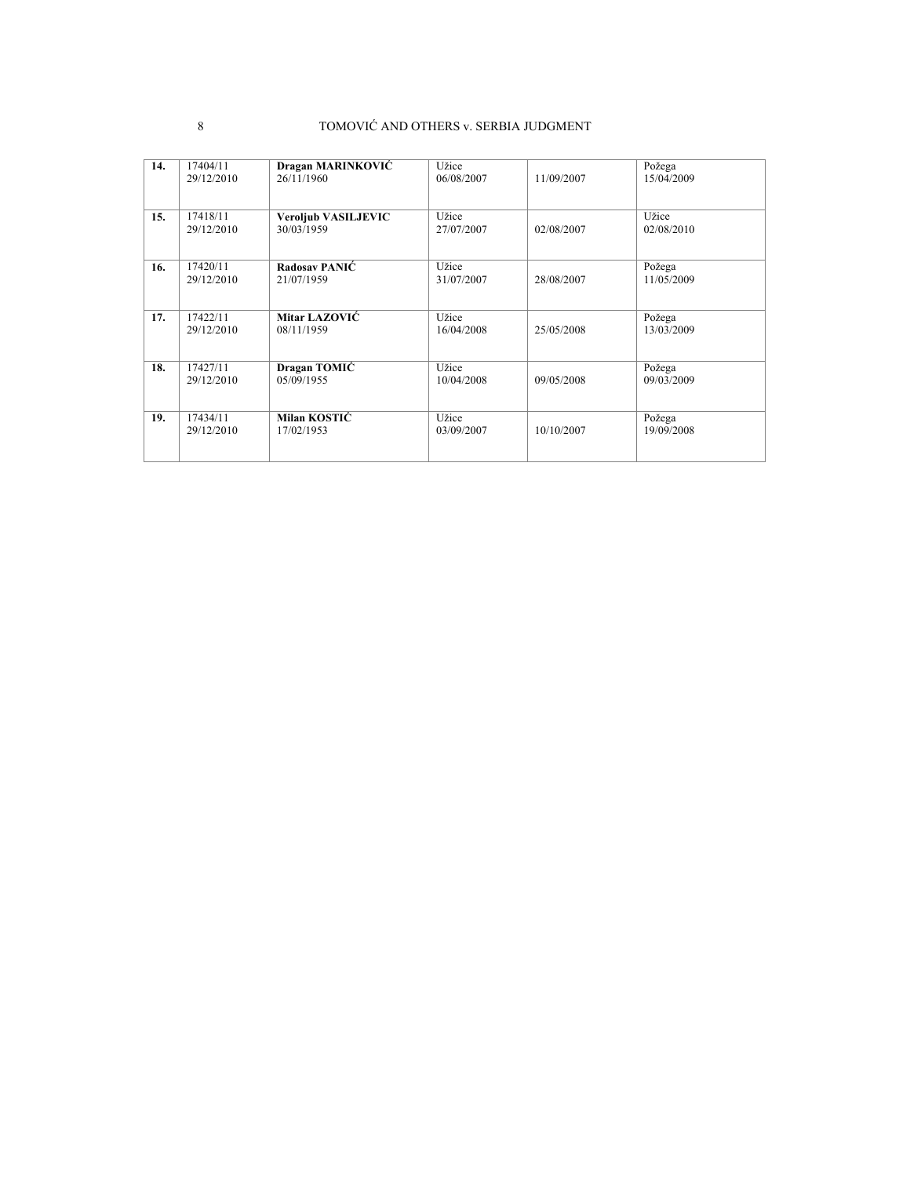| | | | | | |
|---|---|---|---|---|---|
| **14.** | 17404/11<br>29/12/2010 | **Dragan MARINKOVIĆ**<br>26/11/1960 | Užice<br>06/08/2007 | 11/09/2007 | Požega<br>15/04/2009 |
| **15.** | 17418/11<br>29/12/2010 | **Veroljub VASILJEVIC**<br>30/03/1959 | Užice<br>27/07/2007 | 02/08/2007 | Užice<br>02/08/2010 |
| **16.** | 17420/11<br>29/12/2010 | **Radosav PANIĆ**<br>21/07/1959 | Užice<br>31/07/2007 | 28/08/2007 | Požega<br>11/05/2009 |
| **17.** | 17422/11<br>29/12/2010 | **Mitar LAZOVIĆ**<br>08/11/1959 | Užice<br>16/04/2008 | 25/05/2008 | Požega<br>13/03/2009 |
| **18.** | 17427/11<br>29/12/2010 | **Dragan TOMIĆ**<br>05/09/1955 | Užice<br>10/04/2008 | 09/05/2008 | Požega<br>09/03/2009 |
| **19.** | 17434/11<br>29/12/2010 | **Milan KOSTIĆ**<br>17/02/1953 | Užice<br>03/09/2007 | 10/10/2007 | Požega<br>19/09/2008 |